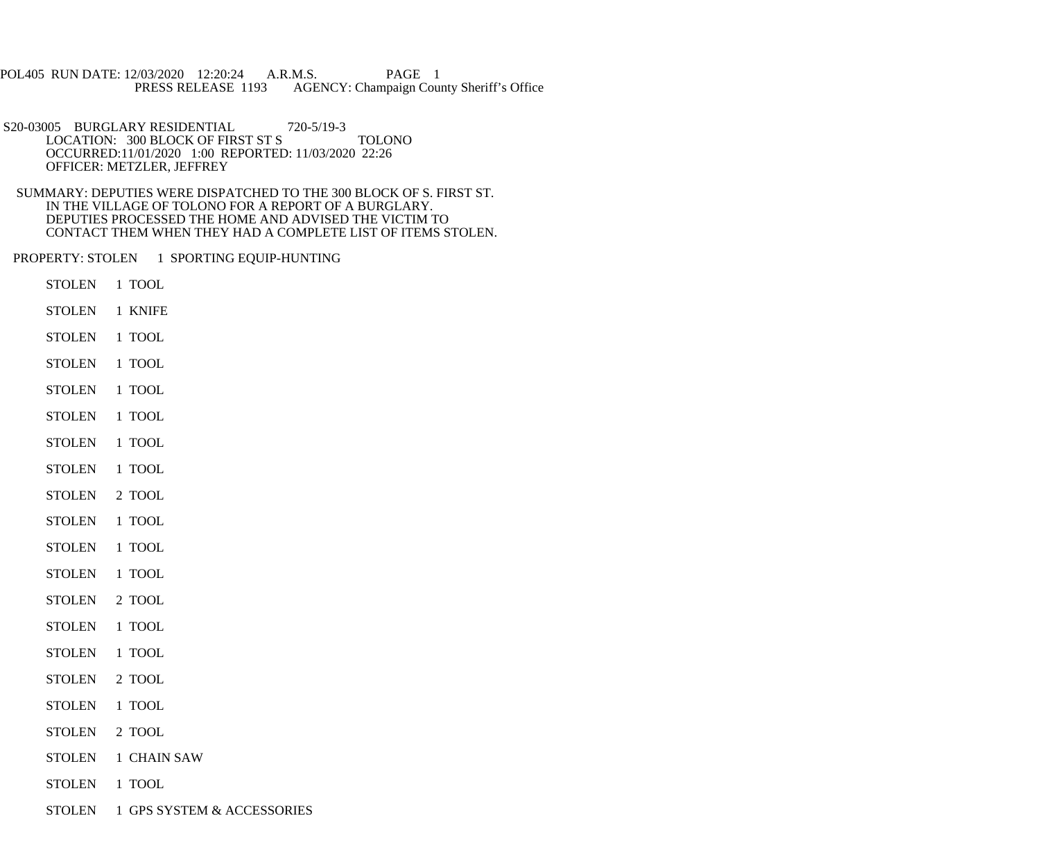POL405 RUN DATE: 12/03/2020 12:20:24 A.R.M.S. PAGE 1
PRESS RELEASE 1193 AGENCY: Champaign County Sheriff's Office

S20-03005 BURGLARY RESIDENTIAL 720-5/19-3
LOCATION: 300 BLOCK OF FIRST ST S TOLONO
OCCURRED:11/01/2020 1:00 REPORTED: 11/03/2020 22:26
OFFICER: METZLER, JEFFREY

SUMMARY: DEPUTIES WERE DISPATCHED TO THE 300 BLOCK OF S. FIRST ST.
IN THE VILLAGE OF TOLONO FOR A REPORT OF A BURGLARY.
DEPUTIES PROCESSED THE HOME AND ADVISED THE VICTIM TO
CONTACT THEM WHEN THEY HAD A COMPLETE LIST OF ITEMS STOLEN.

PROPERTY: STOLEN 1 SPORTING EQUIP-HUNTING

STOLEN 1 TOOL

STOLEN 1 KNIFE

STOLEN 1 TOOL

STOLEN 1 TOOL

STOLEN 1 TOOL

STOLEN 1 TOOL

STOLEN 1 TOOL

STOLEN 1 TOOL

STOLEN 2 TOOL

STOLEN 1 TOOL

STOLEN 1 TOOL

STOLEN 1 TOOL

STOLEN 2 TOOL

STOLEN 1 TOOL

STOLEN 1 TOOL

STOLEN 2 TOOL

STOLEN 1 TOOL

STOLEN 2 TOOL

STOLEN 1 CHAIN SAW

STOLEN 1 TOOL

STOLEN 1 GPS SYSTEM & ACCESSORIES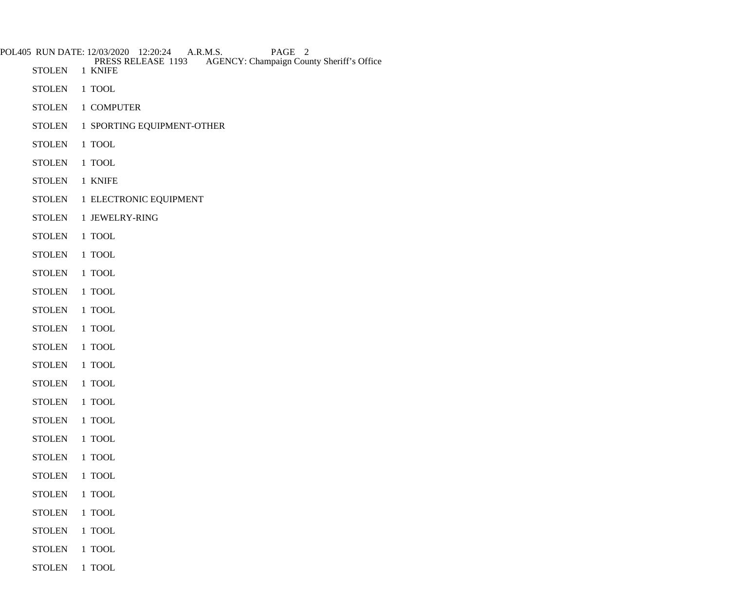STOLEN 1 KNIFE

STOLEN 1 TOOL

STOLEN 1 COMPUTER

STOLEN 1 SPORTING EQUIPMENT-OTHER

STOLEN 1 TOOL

STOLEN 1 TOOL

STOLEN 1 KNIFE

STOLEN 1 ELECTRONIC EQUIPMENT

STOLEN 1 JEWELRY-RING

STOLEN 1 TOOL

STOLEN 1 TOOL

STOLEN 1 TOOL

STOLEN 1 TOOL

STOLEN 1 TOOL

STOLEN 1 TOOL

STOLEN 1 TOOL

STOLEN 1 TOOL

STOLEN 1 TOOL

STOLEN 1 TOOL

STOLEN 1 TOOL

STOLEN 1 TOOL

STOLEN 1 TOOL

STOLEN 1 TOOL

STOLEN 1 TOOL

STOLEN 1 TOOL

STOLEN 1 TOOL

STOLEN 1 TOOL

STOLEN 1 TOOL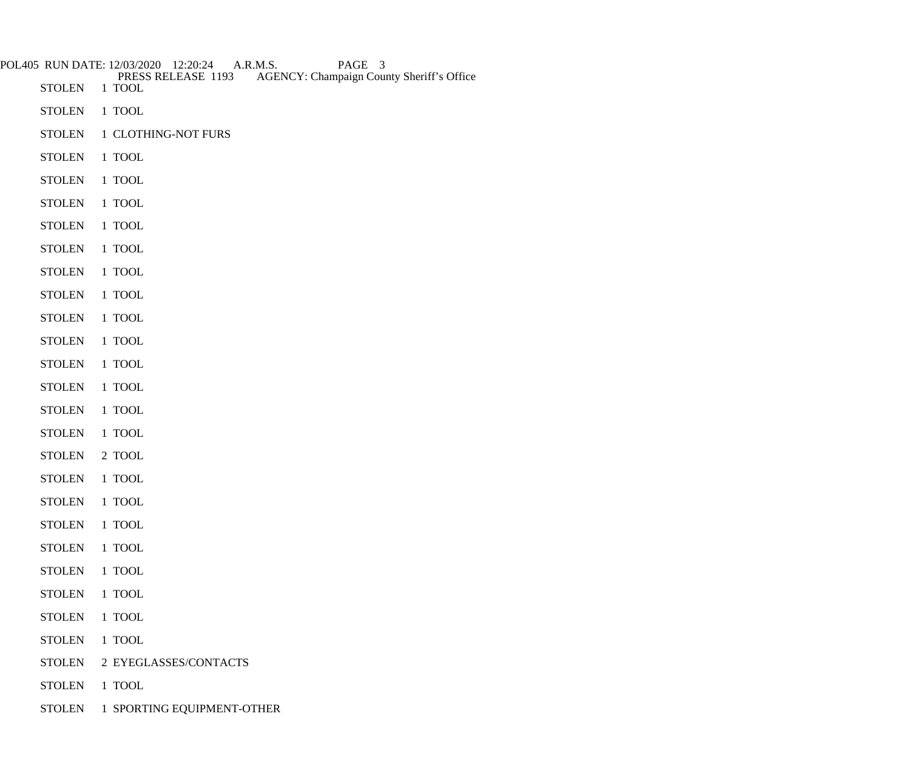STOLEN 1 TOOL

STOLEN 1 TOOL

STOLEN 1 CLOTHING-NOT FURS

STOLEN 1 TOOL

STOLEN 1 TOOL

STOLEN 1 TOOL

STOLEN 1 TOOL

STOLEN 1 TOOL

STOLEN 1 TOOL

STOLEN 1 TOOL

STOLEN 1 TOOL

STOLEN 1 TOOL

STOLEN 1 TOOL

STOLEN 1 TOOL

STOLEN 1 TOOL

STOLEN 1 TOOL

STOLEN 2 TOOL

STOLEN 1 TOOL

STOLEN 1 TOOL

STOLEN 1 TOOL

STOLEN 1 TOOL

STOLEN 1 TOOL

STOLEN 1 TOOL

STOLEN 1 TOOL

STOLEN 1 TOOL

STOLEN 2 EYEGLASSES/CONTACTS

STOLEN 1 TOOL

STOLEN 1 SPORTING EQUIPMENT-OTHER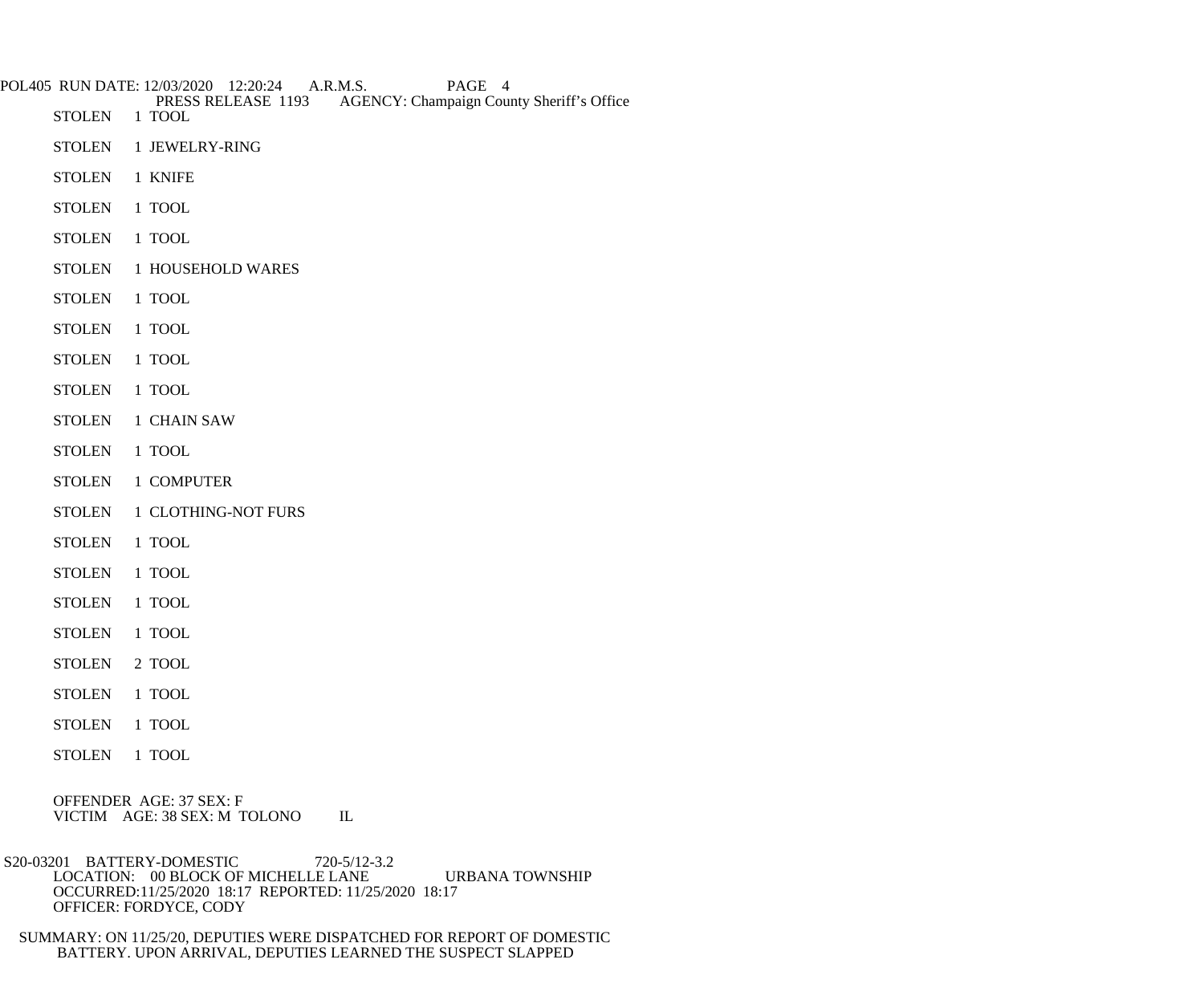PRESS RELEASE 1193 AGENCY: Champaign County Sheriff's Office

STOLEN 1 TOOL

STOLEN 1 JEWELRY-RING

STOLEN 1 KNIFE

STOLEN 1 TOOL

STOLEN 1 TOOL

STOLEN 1 HOUSEHOLD WARES

STOLEN 1 TOOL

STOLEN 1 TOOL

STOLEN 1 TOOL

STOLEN 1 TOOL

STOLEN 1 CHAIN SAW

STOLEN 1 TOOL

STOLEN 1 COMPUTER

STOLEN 1 CLOTHING-NOT FURS

STOLEN 1 TOOL

STOLEN 1 TOOL

STOLEN 1 TOOL

STOLEN 1 TOOL

STOLEN 2 TOOL

STOLEN 1 TOOL

STOLEN 1 TOOL

STOLEN 1 TOOL

OFFENDER AGE: 37 SEX: F
VICTIM AGE: 38 SEX: M TOLONO IL

S20-03201 BATTERY-DOMESTIC 720-5/12-3.2
LOCATION: 00 BLOCK OF MICHELLE LANE URBANA TOWNSHIP
OCCURRED:11/25/2020 18:17 REPORTED: 11/25/2020 18:17
OFFICER: FORDYCE, CODY

SUMMARY: ON 11/25/20, DEPUTIES WERE DISPATCHED FOR REPORT OF DOMESTIC BATTERY. UPON ARRIVAL, DEPUTIES LEARNED THE SUSPECT SLAPPED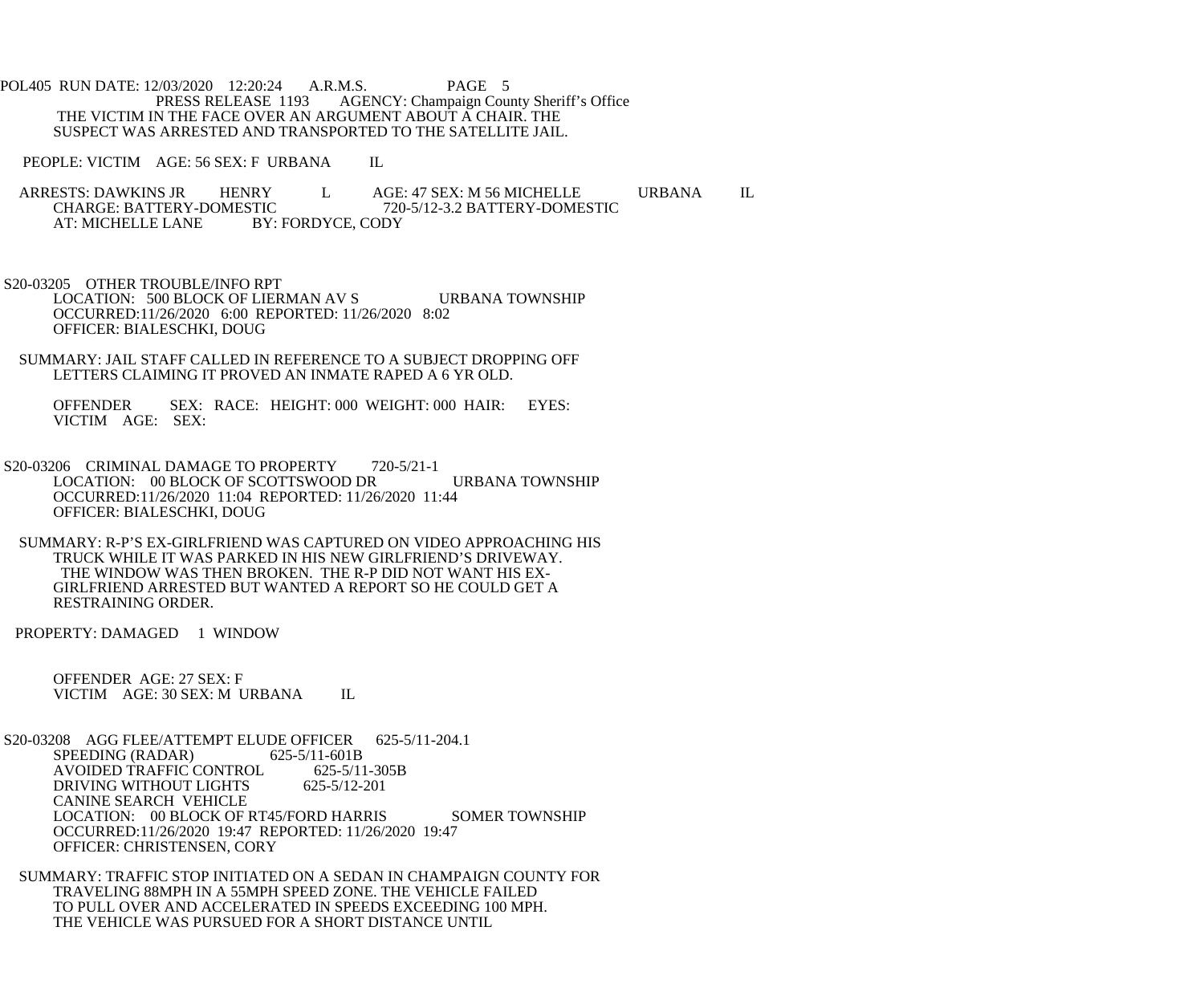THE VICTIM IN THE FACE OVER AN ARGUMENT ABOUT A CHAIR. THE SUSPECT WAS ARRESTED AND TRANSPORTED TO THE SATELLITE JAIL.

PEOPLE: VICTIM AGE: 56 SEX: F URBANA IL

ARRESTS: DAWKINS JR HENRY L AGE: 47 SEX: M 56 MICHELLE URBANA IL
CHARGE: BATTERY-DOMESTIC 720-5/12-3.2 BATTERY-DOMESTIC
AT: MICHELLE LANE BY: FORDYCE, CODY

S20-03205 OTHER TROUBLE/INFO RPT
LOCATION: 500 BLOCK OF LIERMAN AV S URBANA TOWNSHIP
OCCURRED:11/26/2020 6:00 REPORTED: 11/26/2020 8:02
OFFICER: BIALESCHKI, DOUG

SUMMARY: JAIL STAFF CALLED IN REFERENCE TO A SUBJECT DROPPING OFF LETTERS CLAIMING IT PROVED AN INMATE RAPED A 6 YR OLD.

OFFENDER SEX: RACE: HEIGHT: 000 WEIGHT: 000 HAIR: EYES:
VICTIM AGE: SEX:

S20-03206 CRIMINAL DAMAGE TO PROPERTY 720-5/21-1
LOCATION: 00 BLOCK OF SCOTTSWOOD DR URBANA TOWNSHIP
OCCURRED:11/26/2020 11:04 REPORTED: 11/26/2020 11:44
OFFICER: BIALESCHKI, DOUG

SUMMARY: R-P'S EX-GIRLFRIEND WAS CAPTURED ON VIDEO APPROACHING HIS TRUCK WHILE IT WAS PARKED IN HIS NEW GIRLFRIEND'S DRIVEWAY. THE WINDOW WAS THEN BROKEN. THE R-P DID NOT WANT HIS EX-GIRLFRIEND ARRESTED BUT WANTED A REPORT SO HE COULD GET A RESTRAINING ORDER.

PROPERTY: DAMAGED 1 WINDOW

OFFENDER AGE: 27 SEX: F
VICTIM AGE: 30 SEX: M URBANA IL

S20-03208 AGG FLEE/ATTEMPT ELUDE OFFICER 625-5/11-204.1
SPEEDING (RADAR) 625-5/11-601B
AVOIDED TRAFFIC CONTROL 625-5/11-305B
DRIVING WITHOUT LIGHTS 625-5/12-201
CANINE SEARCH VEHICLE
LOCATION: 00 BLOCK OF RT45/FORD HARRIS SOMER TOWNSHIP
OCCURRED:11/26/2020 19:47 REPORTED: 11/26/2020 19:47
OFFICER: CHRISTENSEN, CORY

SUMMARY: TRAFFIC STOP INITIATED ON A SEDAN IN CHAMPAIGN COUNTY FOR TRAVELING 88MPH IN A 55MPH SPEED ZONE. THE VEHICLE FAILED TO PULL OVER AND ACCELERATED IN SPEEDS EXCEEDING 100 MPH. THE VEHICLE WAS PURSUED FOR A SHORT DISTANCE UNTIL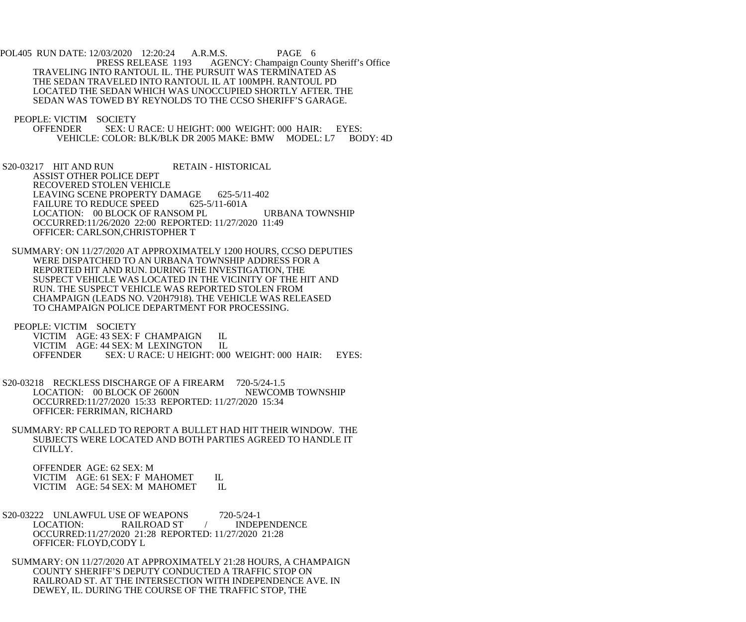TRAVELING INTO RANTOUL IL. THE PURSUIT WAS TERMINATED AS THE SEDAN TRAVELED INTO RANTOUL IL AT 100MPH. RANTOUL PD LOCATED THE SEDAN WHICH WAS UNOCCUPIED SHORTLY AFTER. THE SEDAN WAS TOWED BY REYNOLDS TO THE CCSO SHERIFF'S GARAGE.

PEOPLE: VICTIM SOCIETY
OFFENDER SEX: U RACE: U HEIGHT: 000 WEIGHT: 000 HAIR: EYES:
VEHICLE: COLOR: BLK/BLK DR 2005 MAKE: BMW MODEL: L7 BODY: 4D

S20-03217 HIT AND RUN RETAIN - HISTORICAL
ASSIST OTHER POLICE DEPT
RECOVERED STOLEN VEHICLE
LEAVING SCENE PROPERTY DAMAGE 625-5/11-402
FAILURE TO REDUCE SPEED 625-5/11-601A
LOCATION: 00 BLOCK OF RANSOM PL URBANA TOWNSHIP
OCCURRED:11/26/2020 22:00 REPORTED: 11/27/2020 11:49
OFFICER: CARLSON,CHRISTOPHER T

SUMMARY: ON 11/27/2020 AT APPROXIMATELY 1200 HOURS, CCSO DEPUTIES WERE DISPATCHED TO AN URBANA TOWNSHIP ADDRESS FOR A REPORTED HIT AND RUN. DURING THE INVESTIGATION, THE SUSPECT VEHICLE WAS LOCATED IN THE VICINITY OF THE HIT AND RUN. THE SUSPECT VEHICLE WAS REPORTED STOLEN FROM CHAMPAIGN (LEADS NO. V20H7918). THE VEHICLE WAS RELEASED TO CHAMPAIGN POLICE DEPARTMENT FOR PROCESSING.

PEOPLE: VICTIM SOCIETY
VICTIM AGE: 43 SEX: F CHAMPAIGN IL
VICTIM AGE: 44 SEX: M LEXINGTON IL
OFFENDER SEX: U RACE: U HEIGHT: 000 WEIGHT: 000 HAIR: EYES:

S20-03218 RECKLESS DISCHARGE OF A FIREARM 720-5/24-1.5
LOCATION: 00 BLOCK OF 2600N NEWCOMB TOWNSHIP
OCCURRED:11/27/2020 15:33 REPORTED: 11/27/2020 15:34
OFFICER: FERRIMAN, RICHARD

SUMMARY: RP CALLED TO REPORT A BULLET HAD HIT THEIR WINDOW. THE SUBJECTS WERE LOCATED AND BOTH PARTIES AGREED TO HANDLE IT CIVILLY.

OFFENDER AGE: 62 SEX: M
VICTIM AGE: 61 SEX: F MAHOMET IL
VICTIM AGE: 54 SEX: M MAHOMET IL

S20-03222 UNLAWFUL USE OF WEAPONS 720-5/24-1
LOCATION: RAILROAD ST / INDEPENDENCE
OCCURRED:11/27/2020 21:28 REPORTED: 11/27/2020 21:28
OFFICER: FLOYD,CODY L

SUMMARY: ON 11/27/2020 AT APPROXIMATELY 21:28 HOURS, A CHAMPAIGN COUNTY SHERIFF'S DEPUTY CONDUCTED A TRAFFIC STOP ON RAILROAD ST. AT THE INTERSECTION WITH INDEPENDENCE AVE. IN DEWEY, IL. DURING THE COURSE OF THE TRAFFIC STOP, THE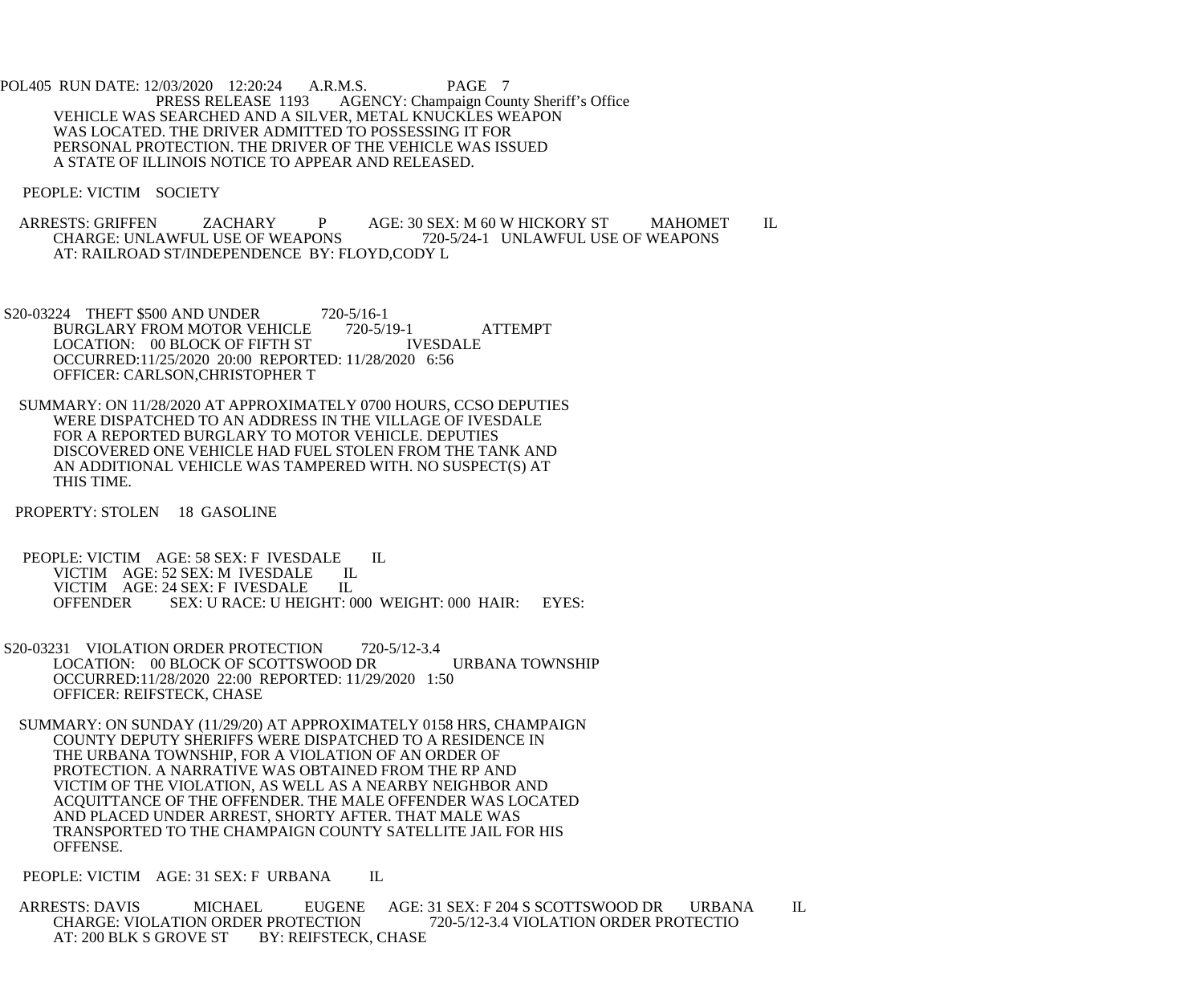VEHICLE WAS SEARCHED AND A SILVER, METAL KNUCKLES WEAPON WAS LOCATED. THE DRIVER ADMITTED TO POSSESSING IT FOR PERSONAL PROTECTION. THE DRIVER OF THE VEHICLE WAS ISSUED A STATE OF ILLINOIS NOTICE TO APPEAR AND RELEASED.

PEOPLE: VICTIM SOCIETY

ARRESTS: GRIFFEN ZACHARY P AGE: 30 SEX: M 60 W HICKORY ST MAHOMET IL
CHARGE: UNLAWFUL USE OF WEAPONS 720-5/24-1 UNLAWFUL USE OF WEAPONS
AT: RAILROAD ST/INDEPENDENCE BY: FLOYD,CODY L

S20-03224 THEFT $500 AND UNDER 720-5/16-1
BURGLARY FROM MOTOR VEHICLE 720-5/19-1 ATTEMPT
LOCATION: 00 BLOCK OF FIFTH ST IVESDALE
OCCURRED:11/25/2020 20:00 REPORTED: 11/28/2020 6:56
OFFICER: CARLSON,CHRISTOPHER T

SUMMARY: ON 11/28/2020 AT APPROXIMATELY 0700 HOURS, CCSO DEPUTIES WERE DISPATCHED TO AN ADDRESS IN THE VILLAGE OF IVESDALE FOR A REPORTED BURGLARY TO MOTOR VEHICLE. DEPUTIES DISCOVERED ONE VEHICLE HAD FUEL STOLEN FROM THE TANK AND AN ADDITIONAL VEHICLE WAS TAMPERED WITH. NO SUSPECT(S) AT THIS TIME.

PROPERTY: STOLEN 18 GASOLINE

PEOPLE: VICTIM AGE: 58 SEX: F IVESDALE IL
VICTIM AGE: 52 SEX: M IVESDALE IL
VICTIM AGE: 24 SEX: F IVESDALE IL
OFFENDER SEX: U RACE: U HEIGHT: 000 WEIGHT: 000 HAIR: EYES:

S20-03231 VIOLATION ORDER PROTECTION 720-5/12-3.4
LOCATION: 00 BLOCK OF SCOTTSWOOD DR URBANA TOWNSHIP
OCCURRED:11/28/2020 22:00 REPORTED: 11/29/2020 1:50
OFFICER: REIFSTECK, CHASE

SUMMARY: ON SUNDAY (11/29/20) AT APPROXIMATELY 0158 HRS, CHAMPAIGN COUNTY DEPUTY SHERIFFS WERE DISPATCHED TO A RESIDENCE IN THE URBANA TOWNSHIP, FOR A VIOLATION OF AN ORDER OF PROTECTION. A NARRATIVE WAS OBTAINED FROM THE RP AND VICTIM OF THE VIOLATION, AS WELL AS A NEARBY NEIGHBOR AND ACQUITTANCE OF THE OFFENDER. THE MALE OFFENDER WAS LOCATED AND PLACED UNDER ARREST, SHORTY AFTER. THAT MALE WAS TRANSPORTED TO THE CHAMPAIGN COUNTY SATELLITE JAIL FOR HIS OFFENSE.

PEOPLE: VICTIM AGE: 31 SEX: F URBANA IL

ARRESTS: DAVIS MICHAEL EUGENE AGE: 31 SEX: F 204 S SCOTTSWOOD DR URBANA IL
CHARGE: VIOLATION ORDER PROTECTION 720-5/12-3.4 VIOLATION ORDER PROTECTIO
AT: 200 BLK S GROVE ST BY: REIFSTECK, CHASE